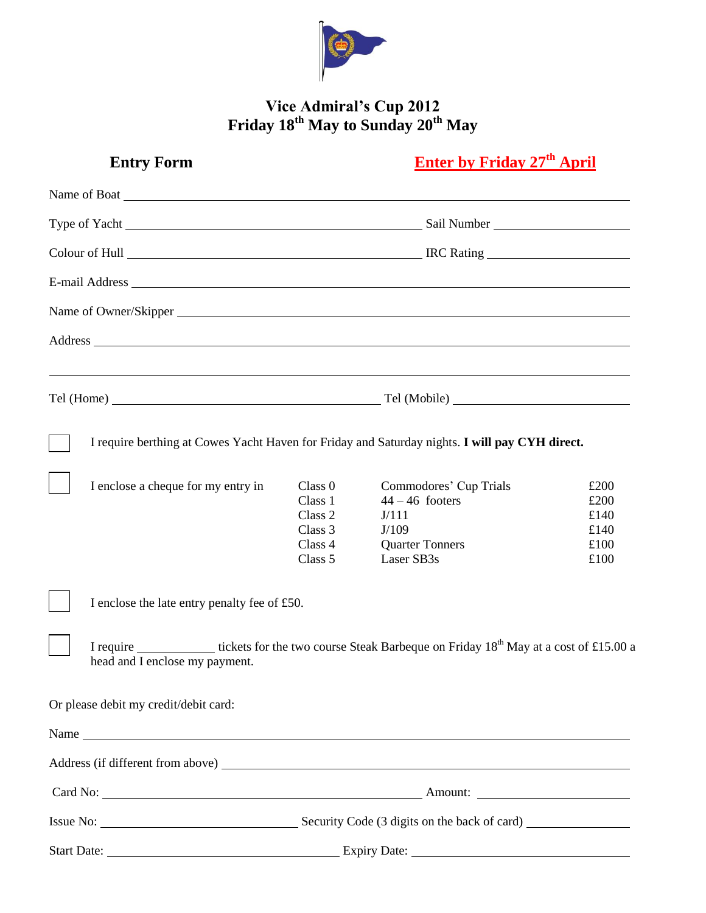# Vice Admiral's Cup 2012
## Friday 18th May to Sunday 20th May

**Entry Form** **Enter by Friday 27th April**

Name of Boat ______________________________

Type of Yacht ______________________________ Sail Number ______________________________

Colour of Hull ______________________________ IRC Rating ______________________________

E-mail Address ______________________________

Name of Owner/Skipper ______________________________

Address ______________________________

______________________________

Tel (Home) ______________________________ Tel (Mobile) ______________________________

☐ I require berthing at Cowes Yacht Haven for Friday and Saturday nights. **I will pay CYH direct.**

☐ I enclose a cheque for my entry in

| Class | Description | Fee |
|---|---|---|
| Class 0 | Commodores' Cup Trials | £200 |
| Class 1 | 44 – 46 footers | £200 |
| Class 2 | J/111 | £140 |
| Class 3 | J/109 | £140 |
| Class 4 | Quarter Tonners | £100 |
| Class 5 | Laser SB3s | £100 |

☐ I enclose the late entry penalty fee of £50.

☐ I require ____________ tickets for the two course Steak Barbeque on Friday 18th May at a cost of £15.00 a head and I enclose my payment.

Or please debit my credit/debit card:

Name ______________________________

Address (if different from above) ______________________________

Card No: ______________________________ Amount: ______________________________

Issue No: ______________________________ Security Code (3 digits on the back of card) ______________________________

Start Date: ______________________________ Expiry Date: ______________________________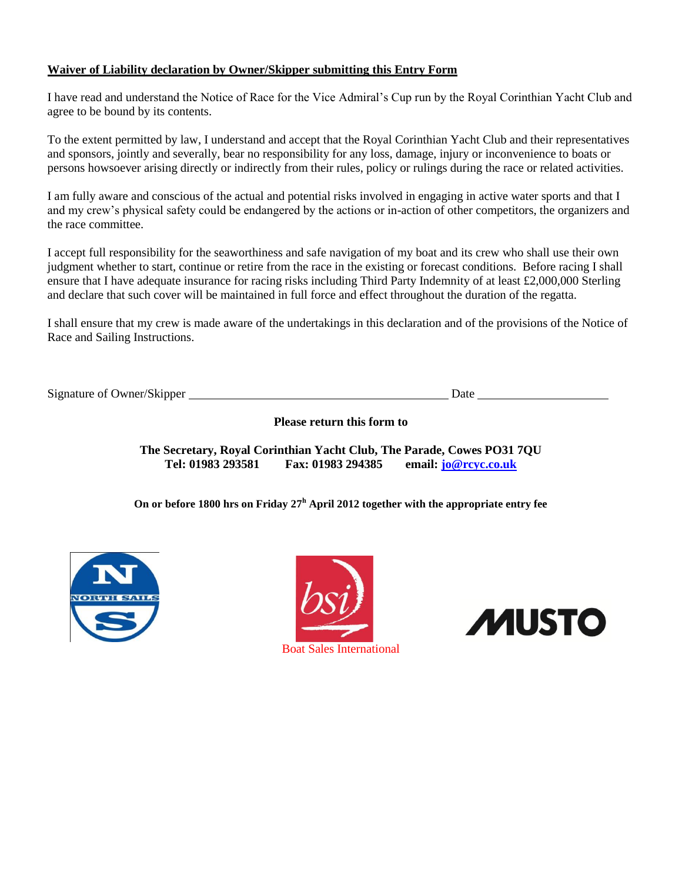**Waiver of Liability declaration by Owner/Skipper submitting this Entry Form**

I have read and understand the Notice of Race for the Vice Admiral's Cup run by the Royal Corinthian Yacht Club and agree to be bound by its contents.

To the extent permitted by law, I understand and accept that the Royal Corinthian Yacht Club and their representatives and sponsors, jointly and severally, bear no responsibility for any loss, damage, injury or inconvenience to boats or persons howsoever arising directly or indirectly from their rules, policy or rulings during the race or related activities.

I am fully aware and conscious of the actual and potential risks involved in engaging in active water sports and that I and my crew's physical safety could be endangered by the actions or in-action of other competitors, the organizers and the race committee.

I accept full responsibility for the seaworthiness and safe navigation of my boat and its crew who shall use their own judgment whether to start, continue or retire from the race in the existing or forecast conditions. Before racing I shall ensure that I have adequate insurance for racing risks including Third Party Indemnity of at least £2,000,000 Sterling and declare that such cover will be maintained in full force and effect throughout the duration of the regatta.

I shall ensure that my crew is made aware of the undertakings in this declaration and of the provisions of the Notice of Race and Sailing Instructions.

Signature of Owner/Skipper \_\_\_\_\_\_\_\_\_\_\_\_\_\_\_\_\_\_\_\_\_\_\_\_\_\_\_\_\_\_\_\_ Date \_\_\_\_\_\_\_\_\_\_\_\_\_\_\_\_

**Please return this form to**

**The Secretary, Royal Corinthian Yacht Club, The Parade, Cowes PO31 7QU**
**Tel: 01983 293581 Fax: 01983 294385 email: jo@rcyc.co.uk**

**On or before 1800 hrs on Friday 27h April 2012 together with the appropriate entry fee**

NORTH SAILS

Boat Sales International

MUSTO